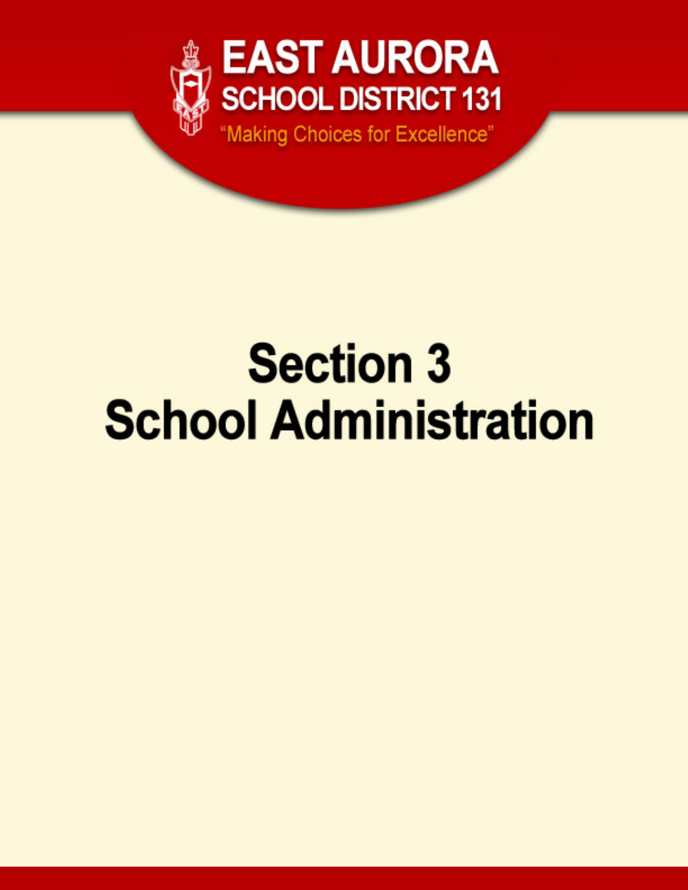**EAST AURORA**
**SCHOOL DISTRICT 131**
"Making Choices for Excellence"

# Section 3
# School Administration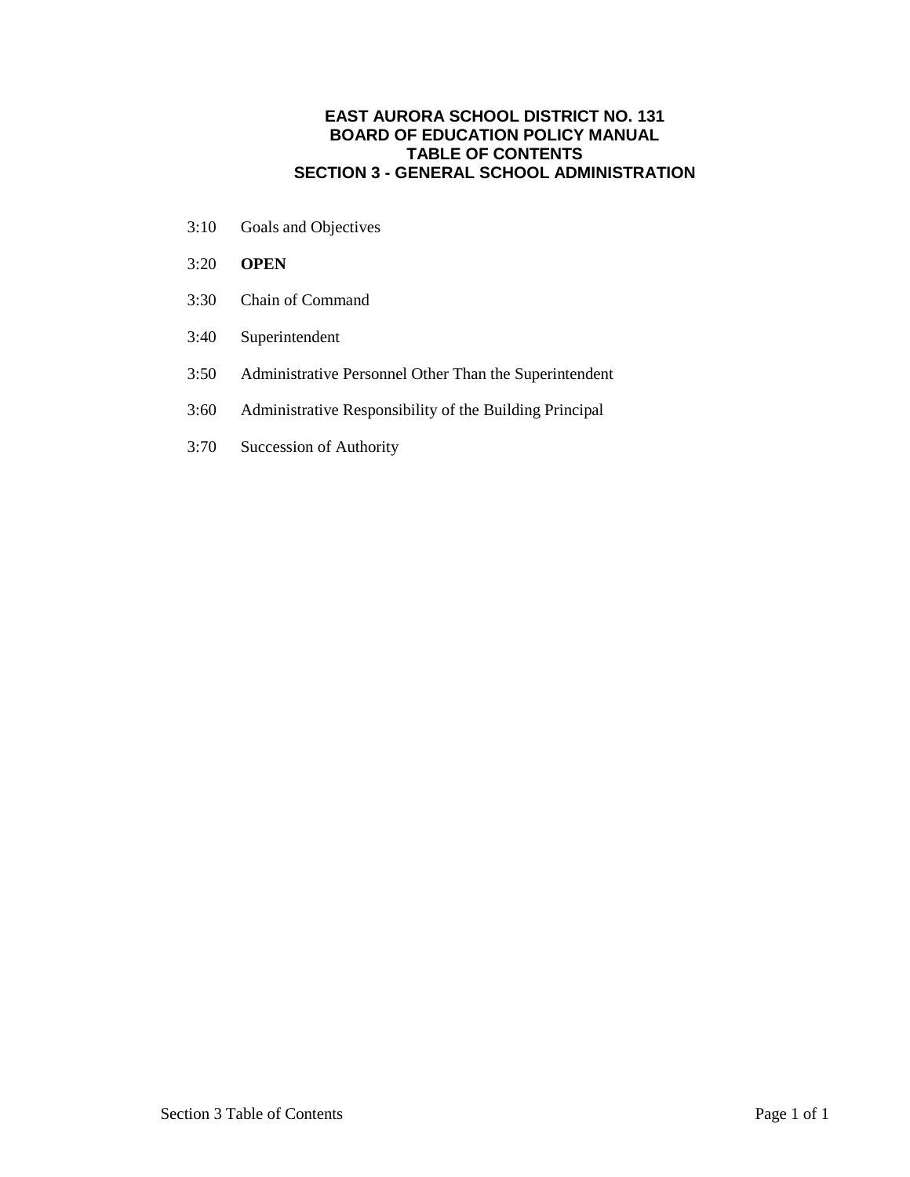# EAST AURORA SCHOOL DISTRICT NO. 131
# BOARD OF EDUCATION POLICY MANUAL
# TABLE OF CONTENTS
# SECTION 3 - GENERAL SCHOOL ADMINISTRATION

3:10 Goals and Objectives

3:20 **OPEN**

3:30 Chain of Command

3:40 Superintendent

3:50 Administrative Personnel Other Than the Superintendent

3:60 Administrative Responsibility of the Building Principal

3:70 Succession of Authority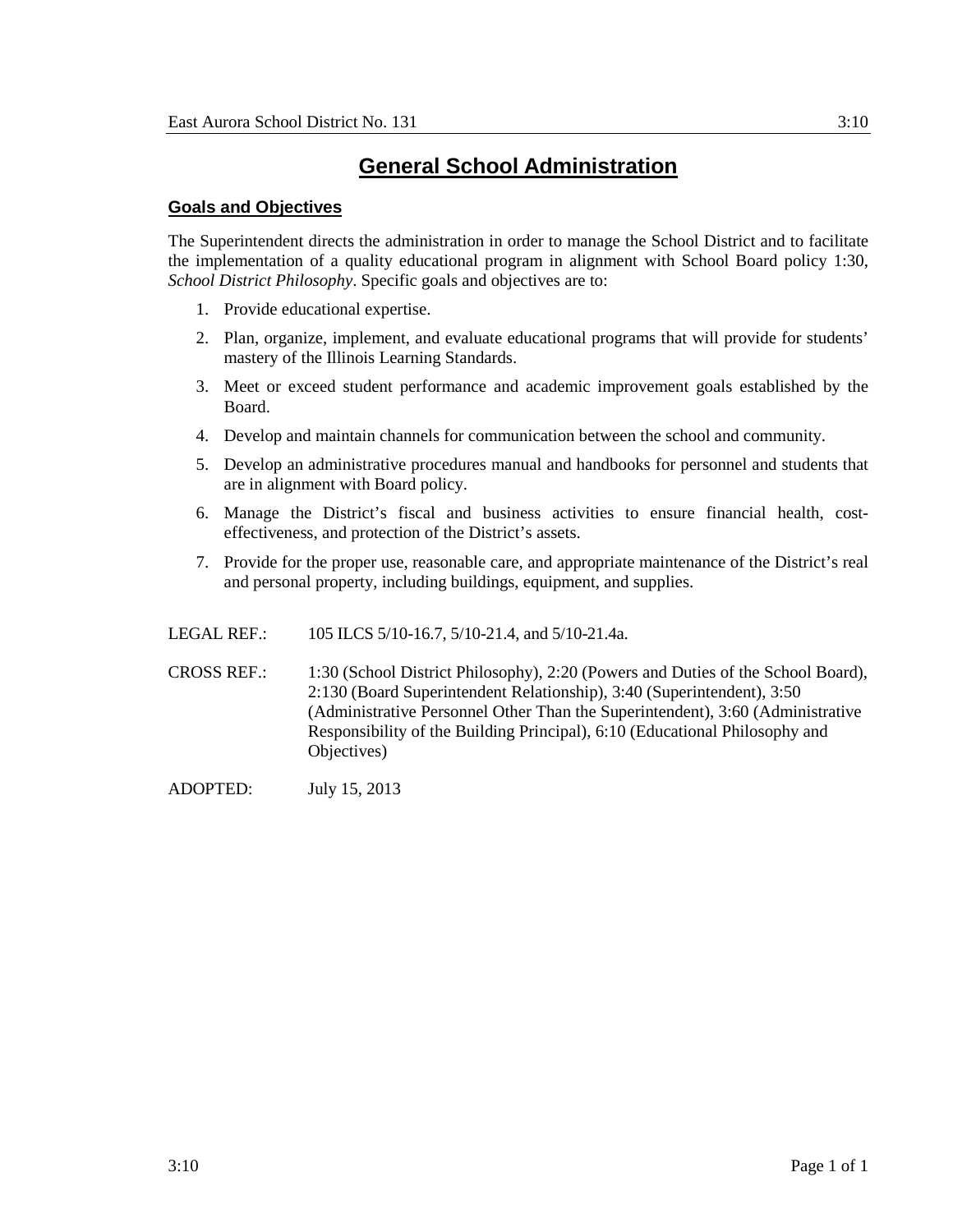# General School Administration

## Goals and Objectives

The Superintendent directs the administration in order to manage the School District and to facilitate the implementation of a quality educational program in alignment with School Board policy 1:30, *School District Philosophy*. Specific goals and objectives are to:

1. Provide educational expertise.
2. Plan, organize, implement, and evaluate educational programs that will provide for students' mastery of the Illinois Learning Standards.
3. Meet or exceed student performance and academic improvement goals established by the Board.
4. Develop and maintain channels for communication between the school and community.
5. Develop an administrative procedures manual and handbooks for personnel and students that are in alignment with Board policy.
6. Manage the District's fiscal and business activities to ensure financial health, cost-effectiveness, and protection of the District's assets.
7. Provide for the proper use, reasonable care, and appropriate maintenance of the District's real and personal property, including buildings, equipment, and supplies.

LEGAL REF.: 105 ILCS 5/10-16.7, 5/10-21.4, and 5/10-21.4a.

CROSS REF.: 1:30 (School District Philosophy), 2:20 (Powers and Duties of the School Board), 2:130 (Board Superintendent Relationship), 3:40 (Superintendent), 3:50 (Administrative Personnel Other Than the Superintendent), 3:60 (Administrative Responsibility of the Building Principal), 6:10 (Educational Philosophy and Objectives)

ADOPTED: July 15, 2013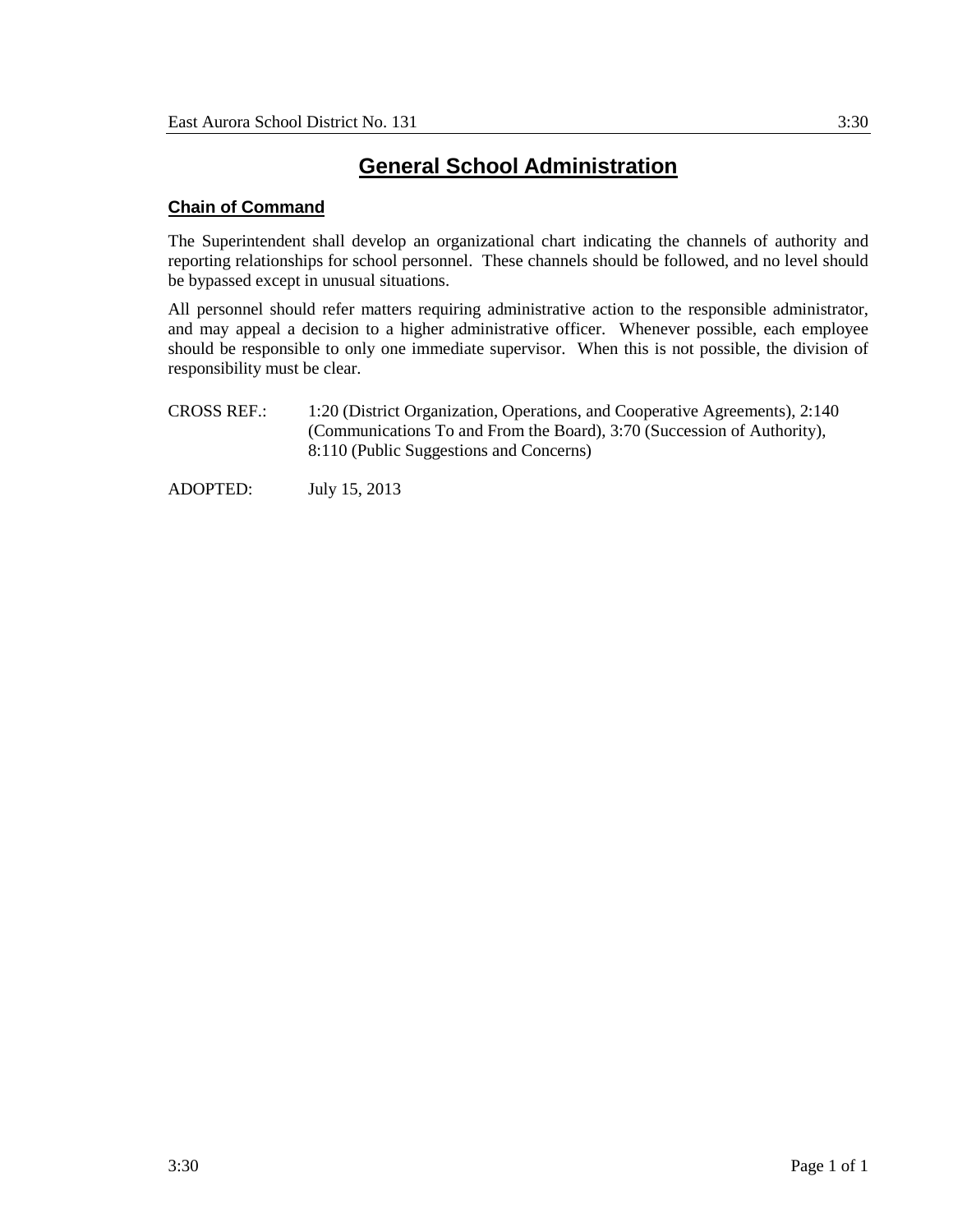# General School Administration

## Chain of Command

The Superintendent shall develop an organizational chart indicating the channels of authority and reporting relationships for school personnel. These channels should be followed, and no level should be bypassed except in unusual situations.

All personnel should refer matters requiring administrative action to the responsible administrator, and may appeal a decision to a higher administrative officer. Whenever possible, each employee should be responsible to only one immediate supervisor. When this is not possible, the division of responsibility must be clear.

CROSS REF.: 1:20 (District Organization, Operations, and Cooperative Agreements), 2:140 (Communications To and From the Board), 3:70 (Succession of Authority), 8:110 (Public Suggestions and Concerns)

ADOPTED: July 15, 2013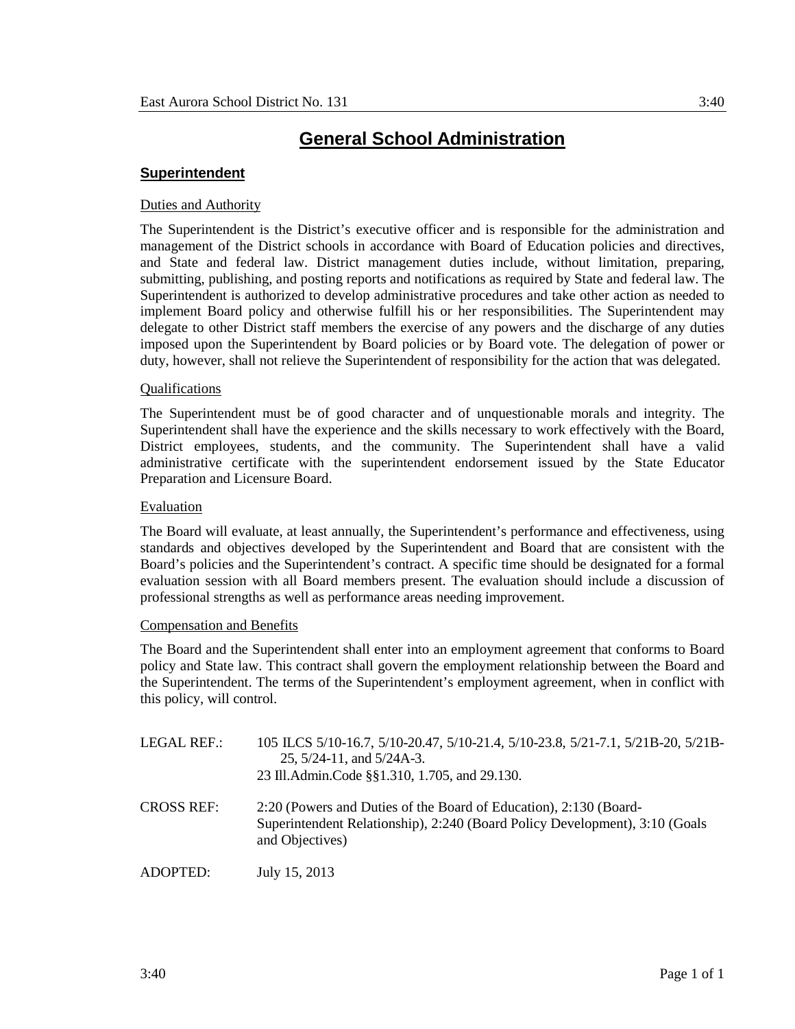# General School Administration

## Superintendent

### Duties and Authority

The Superintendent is the District's executive officer and is responsible for the administration and management of the District schools in accordance with Board of Education policies and directives, and State and federal law. District management duties include, without limitation, preparing, submitting, publishing, and posting reports and notifications as required by State and federal law. The Superintendent is authorized to develop administrative procedures and take other action as needed to implement Board policy and otherwise fulfill his or her responsibilities. The Superintendent may delegate to other District staff members the exercise of any powers and the discharge of any duties imposed upon the Superintendent by Board policies or by Board vote. The delegation of power or duty, however, shall not relieve the Superintendent of responsibility for the action that was delegated.

### Qualifications

The Superintendent must be of good character and of unquestionable morals and integrity. The Superintendent shall have the experience and the skills necessary to work effectively with the Board, District employees, students, and the community. The Superintendent shall have a valid administrative certificate with the superintendent endorsement issued by the State Educator Preparation and Licensure Board.

### Evaluation

The Board will evaluate, at least annually, the Superintendent's performance and effectiveness, using standards and objectives developed by the Superintendent and Board that are consistent with the Board's policies and the Superintendent's contract. A specific time should be designated for a formal evaluation session with all Board members present. The evaluation should include a discussion of professional strengths as well as performance areas needing improvement.

### Compensation and Benefits

The Board and the Superintendent shall enter into an employment agreement that conforms to Board policy and State law. This contract shall govern the employment relationship between the Board and the Superintendent. The terms of the Superintendent's employment agreement, when in conflict with this policy, will control.

LEGAL REF.: 105 ILCS 5/10-16.7, 5/10-20.47, 5/10-21.4, 5/10-23.8, 5/21-7.1, 5/21B-20, 5/21B-25, 5/24-11, and 5/24A-3.
23 Ill.Admin.Code §§1.310, 1.705, and 29.130.

CROSS REF: 2:20 (Powers and Duties of the Board of Education), 2:130 (Board-Superintendent Relationship), 2:240 (Board Policy Development), 3:10 (Goals and Objectives)

ADOPTED: July 15, 2013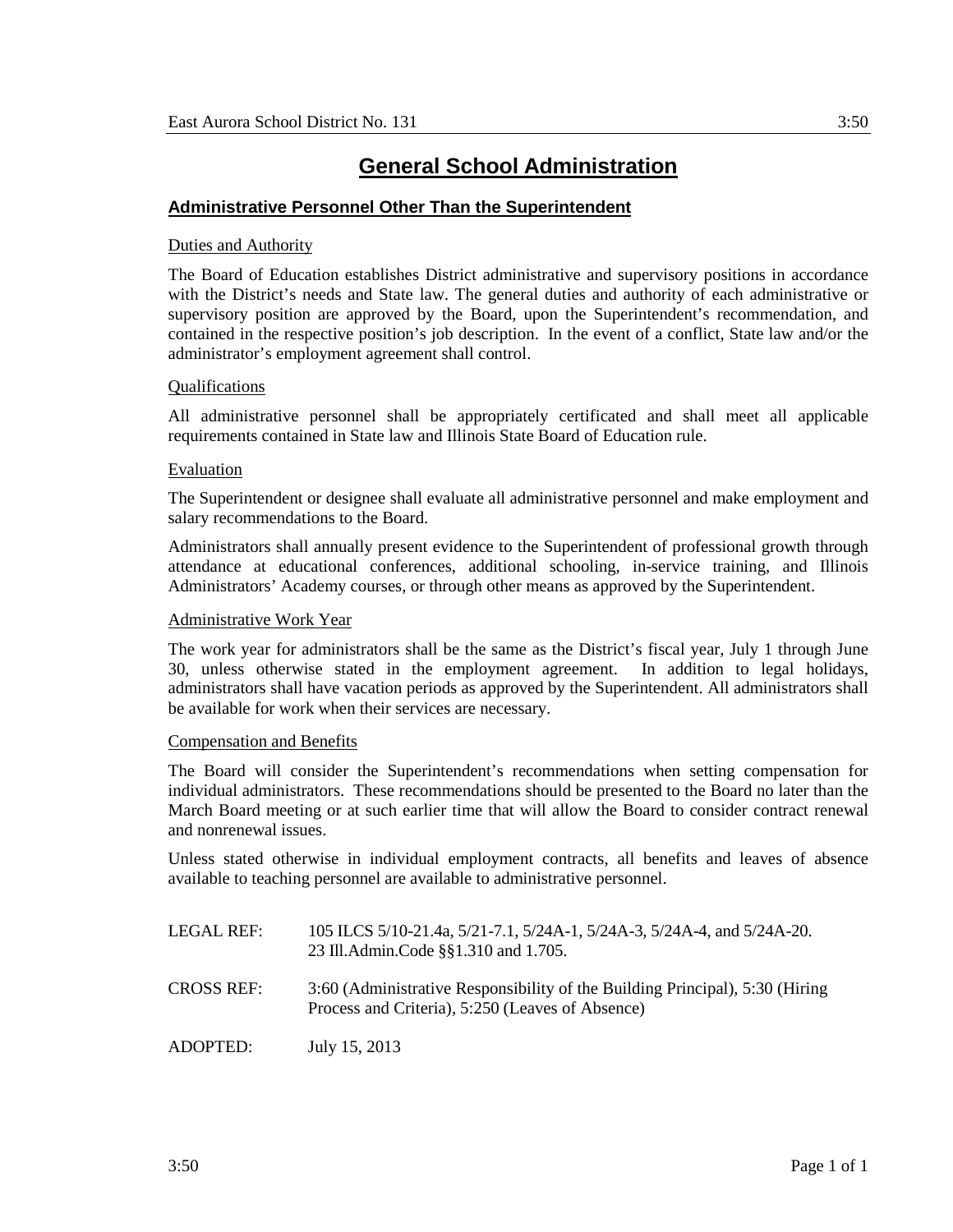# General School Administration

## Administrative Personnel Other Than the Superintendent

### Duties and Authority

The Board of Education establishes District administrative and supervisory positions in accordance with the District's needs and State law. The general duties and authority of each administrative or supervisory position are approved by the Board, upon the Superintendent's recommendation, and contained in the respective position's job description. In the event of a conflict, State law and/or the administrator's employment agreement shall control.

### Qualifications

All administrative personnel shall be appropriately certificated and shall meet all applicable requirements contained in State law and Illinois State Board of Education rule.

### Evaluation

The Superintendent or designee shall evaluate all administrative personnel and make employment and salary recommendations to the Board.

Administrators shall annually present evidence to the Superintendent of professional growth through attendance at educational conferences, additional schooling, in-service training, and Illinois Administrators' Academy courses, or through other means as approved by the Superintendent.

### Administrative Work Year

The work year for administrators shall be the same as the District's fiscal year, July 1 through June 30, unless otherwise stated in the employment agreement. In addition to legal holidays, administrators shall have vacation periods as approved by the Superintendent. All administrators shall be available for work when their services are necessary.

### Compensation and Benefits

The Board will consider the Superintendent's recommendations when setting compensation for individual administrators. These recommendations should be presented to the Board no later than the March Board meeting or at such earlier time that will allow the Board to consider contract renewal and nonrenewal issues.

Unless stated otherwise in individual employment contracts, all benefits and leaves of absence available to teaching personnel are available to administrative personnel.

LEGAL REF: 105 ILCS 5/10-21.4a, 5/21-7.1, 5/24A-1, 5/24A-3, 5/24A-4, and 5/24A-20.
23 Ill.Admin.Code §§1.310 and 1.705.

CROSS REF: 3:60 (Administrative Responsibility of the Building Principal), 5:30 (Hiring Process and Criteria), 5:250 (Leaves of Absence)

ADOPTED: July 15, 2013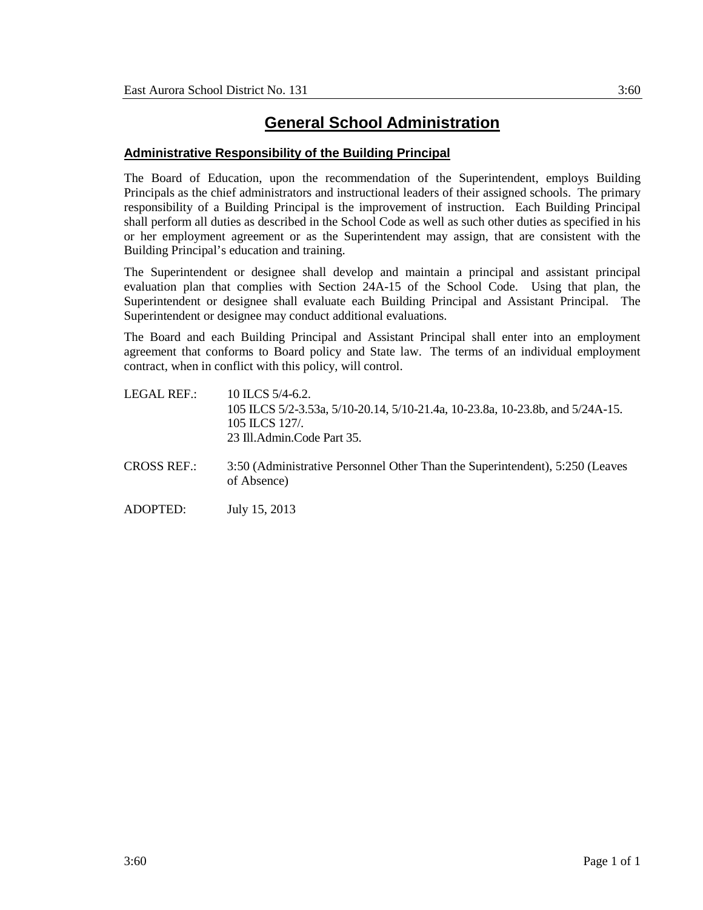# General School Administration

## Administrative Responsibility of the Building Principal

The Board of Education, upon the recommendation of the Superintendent, employs Building Principals as the chief administrators and instructional leaders of their assigned schools. The primary responsibility of a Building Principal is the improvement of instruction. Each Building Principal shall perform all duties as described in the School Code as well as such other duties as specified in his or her employment agreement or as the Superintendent may assign, that are consistent with the Building Principal's education and training.

The Superintendent or designee shall develop and maintain a principal and assistant principal evaluation plan that complies with Section 24A-15 of the School Code. Using that plan, the Superintendent or designee shall evaluate each Building Principal and Assistant Principal. The Superintendent or designee may conduct additional evaluations.

The Board and each Building Principal and Assistant Principal shall enter into an employment agreement that conforms to Board policy and State law. The terms of an individual employment contract, when in conflict with this policy, will control.

LEGAL REF.: 10 ILCS 5/4-6.2.
105 ILCS 5/2-3.53a, 5/10-20.14, 5/10-21.4a, 10-23.8a, 10-23.8b, and 5/24A-15.
105 ILCS 127/.
23 Ill.Admin.Code Part 35.

CROSS REF.: 3:50 (Administrative Personnel Other Than the Superintendent), 5:250 (Leaves of Absence)

ADOPTED: July 15, 2013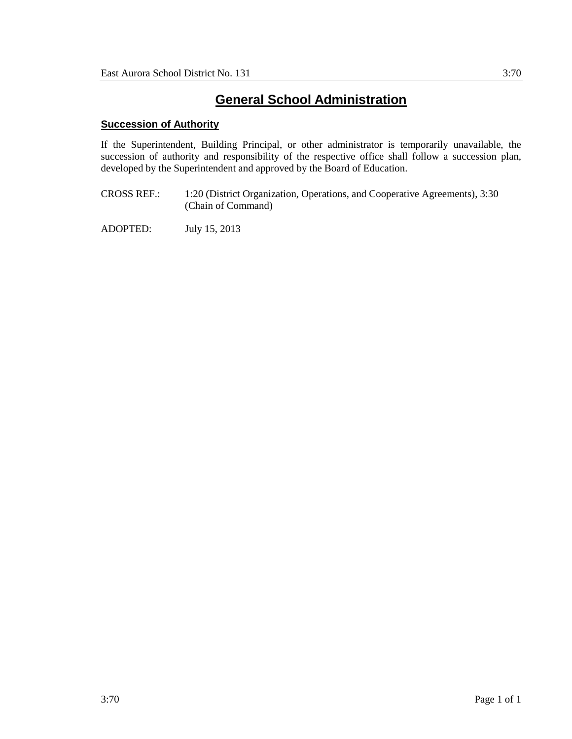# General School Administration

## Succession of Authority

If the Superintendent, Building Principal, or other administrator is temporarily unavailable, the succession of authority and responsibility of the respective office shall follow a succession plan, developed by the Superintendent and approved by the Board of Education.

CROSS REF.: 1:20 (District Organization, Operations, and Cooperative Agreements), 3:30 (Chain of Command)

ADOPTED: July 15, 2013